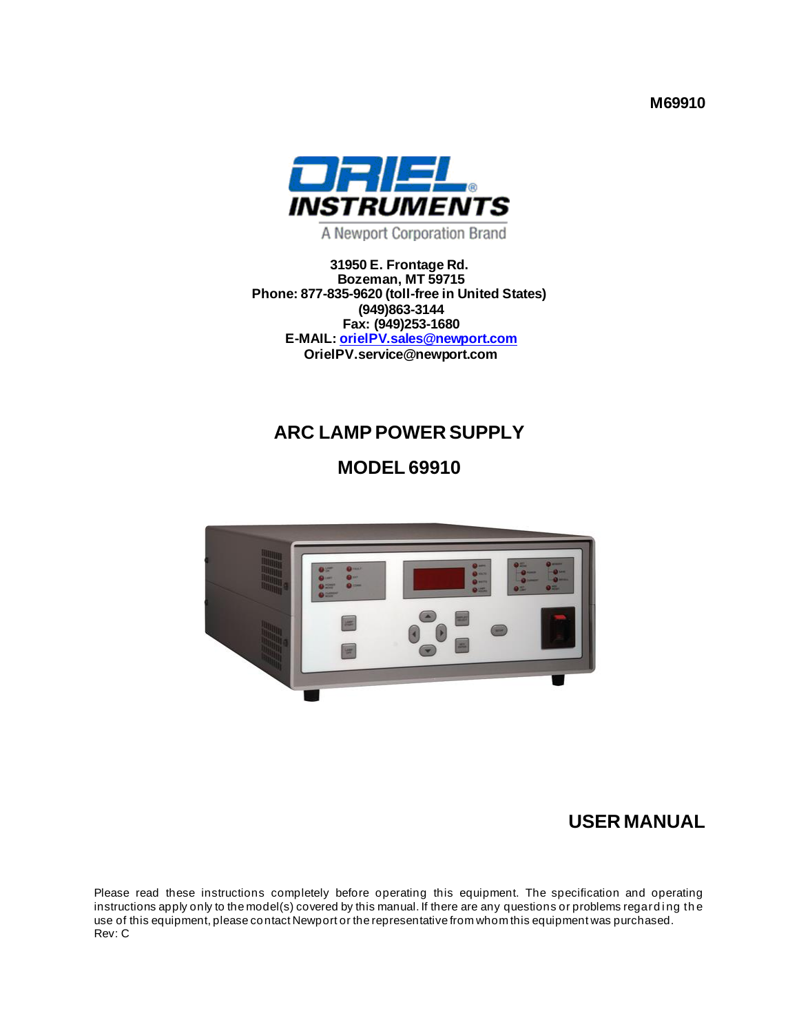**M69910**

ORIEL® INSTRUMENTS

A Newport Corporation Brand

**31950 E. Frontage Rd.**
**Bozeman, MT 59715**
**Phone: 877-835-9620 (toll-free in United States)**
**(949)863-3144**
**Fax: (949)253-1680**
**E-MAIL: orielPV.sales@newport.com**
**OrielPV.service@newport.com**

# ARC LAMP POWER SUPPLY

# MODEL 69910

## USER MANUAL

Please read these instructions completely before operating this equipment. The specification and operating instructions apply only to the model(s) covered by this manual. If there are any questions or problems regarding the use of this equipment, please contact Newport or the representative from whom this equipment was purchased.
Rev: C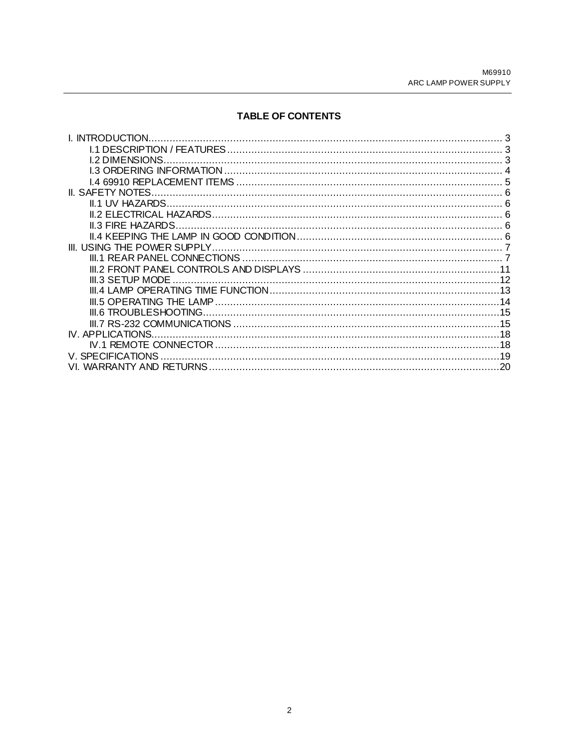## TABLE OF CONTENTS

I. INTRODUCTION ..................................................................................................... 3
- I.1 DESCRIPTION / FEATURES ........................................................................... 3
- I.2 DIMENSIONS ................................................................................................ 3
- I.3 ORDERING INFORMATION ........................................................................... 4
- I.4 69910 REPLACEMENT ITEMS ....................................................................... 5

II. SAFETY NOTES .................................................................................................... 6
- II.1 UV HAZARDS .............................................................................................. 6
- II.2 ELECTRICAL HAZARDS ............................................................................... 6
- II.3 FIRE HAZARDS ............................................................................................ 6
- II.4 KEEPING THE LAMP IN GOOD CONDITION ................................................... 6

III. USING THE POWER SUPPLY ............................................................................... 7
- III.1 REAR PANEL CONNECTIONS ..................................................................... 7
- III.2 FRONT PANEL CONTROLS AND DISPLAYS ................................................ 11
- III.3 SETUP MODE ............................................................................................ 12
- III.4 LAMP OPERATING TIME FUNCTION ........................................................... 13
- III.5 OPERATING THE LAMP ............................................................................. 14
- III.6 TROUBLESHOOTING ................................................................................. 15
- III.7 RS-232 COMMUNICATIONS ........................................................................ 15

IV. APPLICATIONS .................................................................................................. 18
- IV.1 REMOTE CONNECTOR .............................................................................. 18

V. SPECIFICATIONS ................................................................................................ 19

VI. WARRANTY AND RETURNS ................................................................................ 20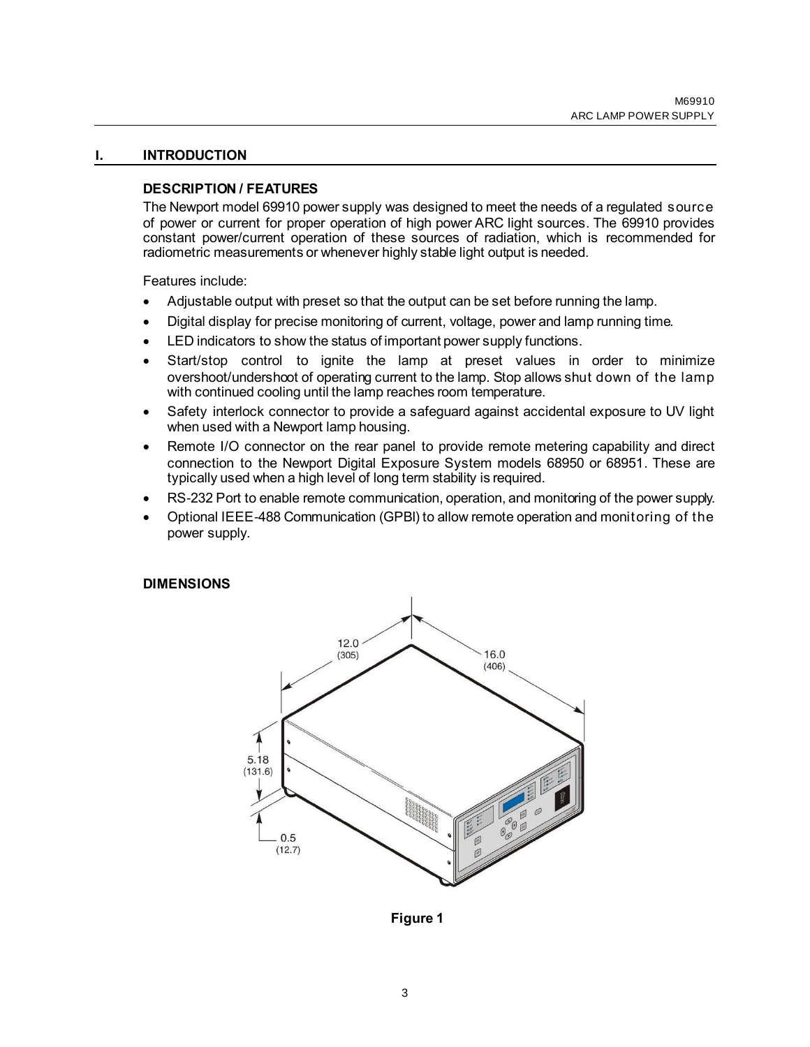# I. INTRODUCTION

## DESCRIPTION / FEATURES

The Newport model 69910 power supply was designed to meet the needs of a regulated source of power or current for proper operation of high power ARC light sources. The 69910 provides constant power/current operation of these sources of radiation, which is recommended for radiometric measurements or whenever highly stable light output is needed.

Features include:

- Adjustable output with preset so that the output can be set before running the lamp.
- Digital display for precise monitoring of current, voltage, power and lamp running time.
- LED indicators to show the status of important power supply functions.
- Start/stop control to ignite the lamp at preset values in order to minimize overshoot/undershoot of operating current to the lamp. Stop allows shut down of the lamp with continued cooling until the lamp reaches room temperature.
- Safety interlock connector to provide a safeguard against accidental exposure to UV light when used with a Newport lamp housing.
- Remote I/O connector on the rear panel to provide remote metering capability and direct connection to the Newport Digital Exposure System models 68950 or 68951. These are typically used when a high level of long term stability is required.
- RS-232 Port to enable remote communication, operation, and monitoring of the power supply.
- Optional IEEE-488 Communication (GPBI) to allow remote operation and monitoring of the power supply.

## DIMENSIONS

12.0 (305)

16.0 (406)

5.18 (131.6)

0.5 (12.7)

Figure 1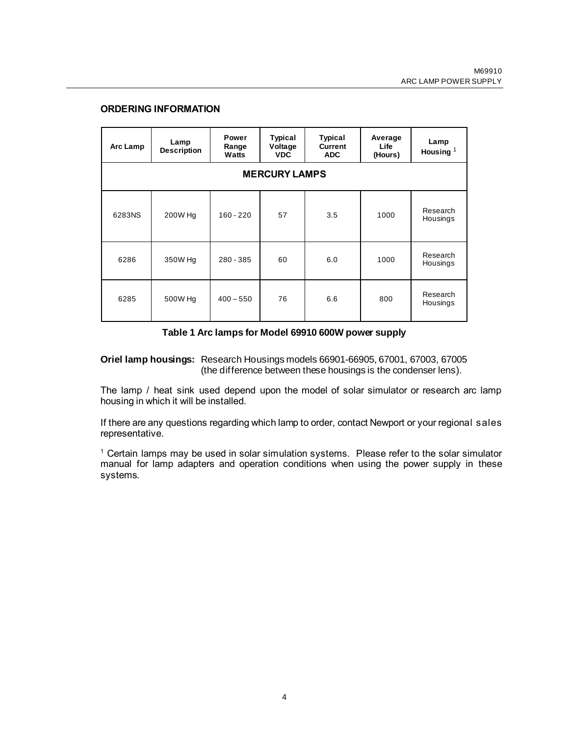## ORDERING INFORMATION

| Arc Lamp | Lamp Description | Power Range Watts | Typical Voltage VDC | Typical Current ADC | Average Life (Hours) | Lamp Housing [1] |
|---|---|---|---|---|---|---|
| **MERCURY LAMPS** | | | | | | |
| 6283NS | 200W Hg | 160 - 220 | 57 | 3.5 | 1000 | Research Housings |
| 6286 | 350W Hg | 280 - 385 | 60 | 6.0 | 1000 | Research Housings |
| 6285 | 500W Hg | 400 – 550 | 76 | 6.6 | 800 | Research Housings |

**Table 1 Arc lamps for Model 69910 600W power supply**

**Oriel lamp housings:** Research Housings models 66901-66905, 67001, 67003, 67005 (the difference between these housings is the condenser lens).

The lamp / heat sink used depend upon the model of solar simulator or research arc lamp housing in which it will be installed.

If there are any questions regarding which lamp to order, contact Newport or your regional sales representative.

[1] Certain lamps may be used in solar simulation systems. Please refer to the solar simulator manual for lamp adapters and operation conditions when using the power supply in these systems.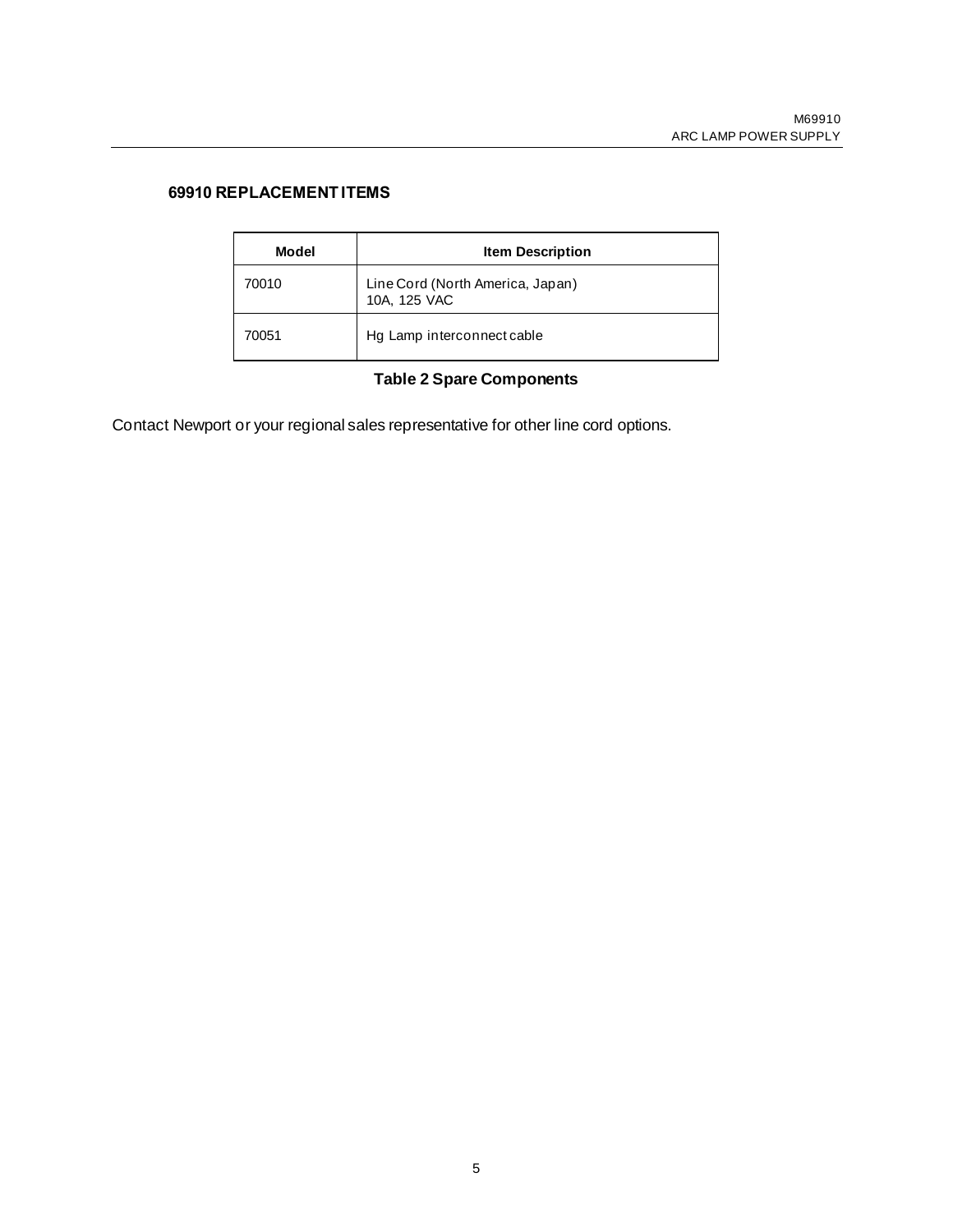## 69910 REPLACEMENT ITEMS

| Model | Item Description |
|---|---|
| 70010 | Line Cord (North America, Japan) 10A, 125 VAC |
| 70051 | Hg Lamp interconnect cable |

**Table 2 Spare Components**

Contact Newport or your regional sales representative for other line cord options.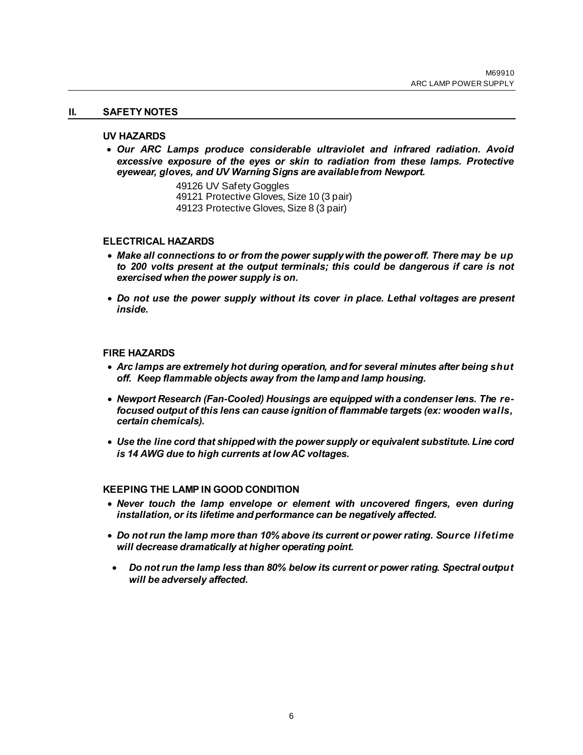## II. SAFETY NOTES

### UV HAZARDS

- ***Our ARC Lamps produce considerable ultraviolet and infrared radiation. Avoid excessive exposure of the eyes or skin to radiation from these lamps. Protective eyewear, gloves, and UV Warning Signs are available from Newport.***

  49126 UV Safety Goggles
  49121 Protective Gloves, Size 10 (3 pair)
  49123 Protective Gloves, Size 8 (3 pair)

### ELECTRICAL HAZARDS

- ***Make all connections to or from the power supply with the power off. There may be up to 200 volts present at the output terminals; this could be dangerous if care is not exercised when the power supply is on.***
- ***Do not use the power supply without its cover in place. Lethal voltages are present inside.***

### FIRE HAZARDS

- ***Arc lamps are extremely hot during operation, and for several minutes after being shut off. Keep flammable objects away from the lamp and lamp housing.***
- ***Newport Research (Fan-Cooled) Housings are equipped with a condenser lens. The re-focused output of this lens can cause ignition of flammable targets (ex: wooden walls, certain chemicals).***
- ***Use the line cord that shipped with the power supply or equivalent substitute. Line cord is 14 AWG due to high currents at low AC voltages.***

### KEEPING THE LAMP IN GOOD CONDITION

- ***Never touch the lamp envelope or element with uncovered fingers, even during installation, or its lifetime and performance can be negatively affected.***
- ***Do not run the lamp more than 10% above its current or power rating. Source lifetime will decrease dramatically at higher operating point.***
- ***Do not run the lamp less than 80% below its current or power rating. Spectral output will be adversely affected.***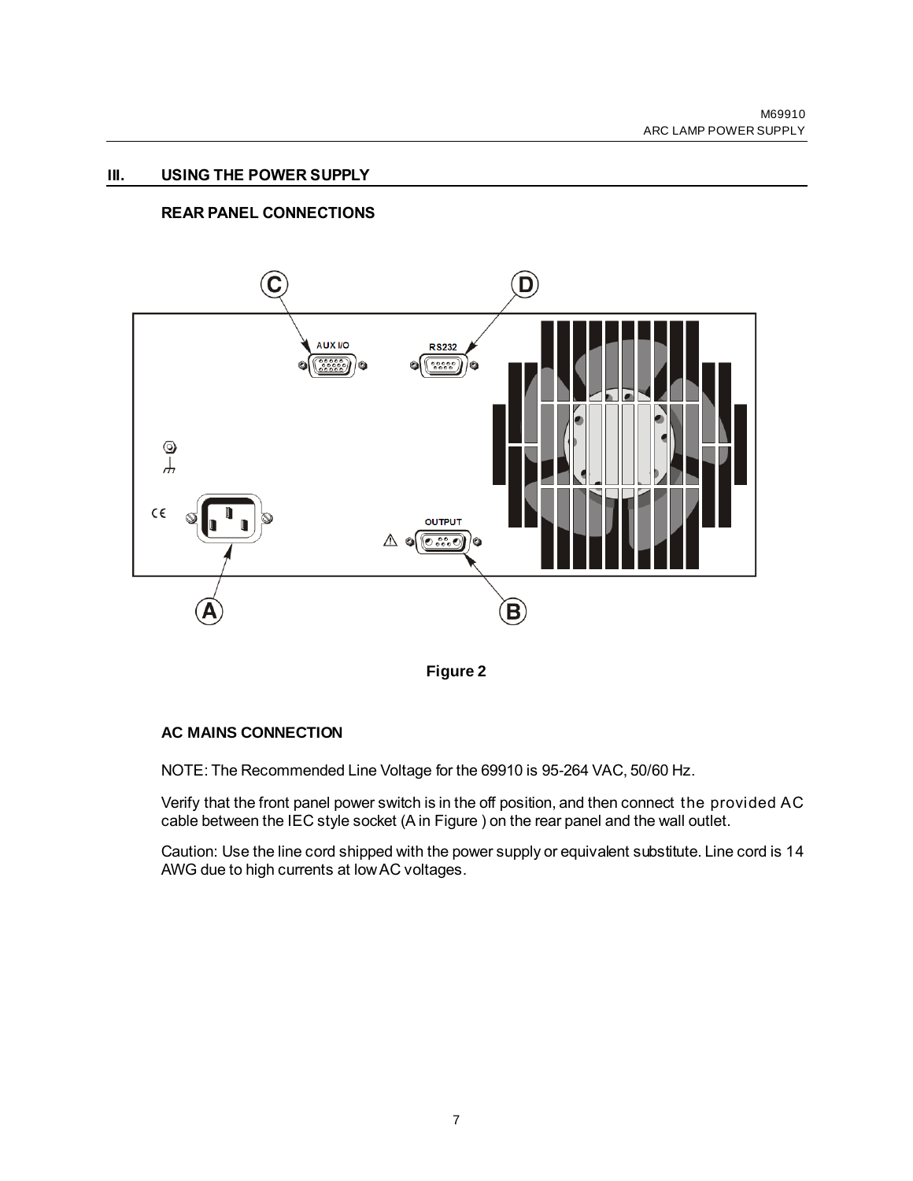## III. USING THE POWER SUPPLY

### REAR PANEL CONNECTIONS

**Figure 2**

### AC MAINS CONNECTION

NOTE: The Recommended Line Voltage for the 69910 is 95-264 VAC, 50/60 Hz.

Verify that the front panel power switch is in the off position, and then connect the provided AC cable between the IEC style socket (A in Figure ) on the rear panel and the wall outlet.

Caution: Use the line cord shipped with the power supply or equivalent substitute. Line cord is 14 AWG due to high currents at low AC voltages.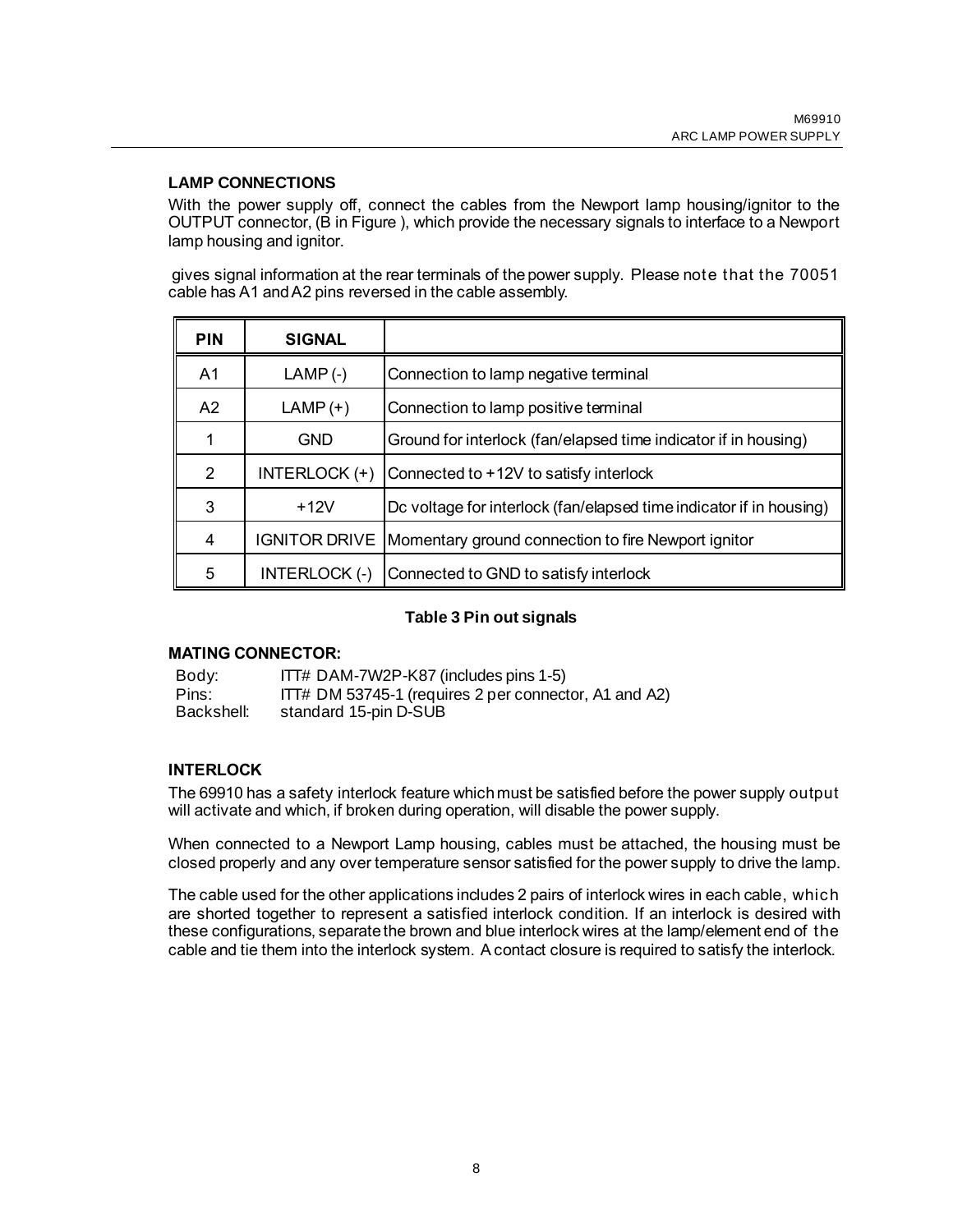## LAMP CONNECTIONS

With the power supply off, connect the cables from the Newport lamp housing/ignitor to the OUTPUT connector, (B in Figure ), which provide the necessary signals to interface to a Newport lamp housing and ignitor.

gives signal information at the rear terminals of the power supply. Please note that the 70051 cable has A1 and A2 pins reversed in the cable assembly.

| PIN | SIGNAL | |
|---|---|---|
| A1 | LAMP (-) | Connection to lamp negative terminal |
| A2 | LAMP (+) | Connection to lamp positive terminal |
| 1 | GND | Ground for interlock (fan/elapsed time indicator if in housing) |
| 2 | INTERLOCK (+) | Connected to +12V to satisfy interlock |
| 3 | +12V | Dc voltage for interlock (fan/elapsed time indicator if in housing) |
| 4 | IGNITOR DRIVE | Momentary ground connection to fire Newport ignitor |
| 5 | INTERLOCK (-) | Connected to GND to satisfy interlock |

**Table 3 Pin out signals**

**MATING CONNECTOR:**

Body: ITT# DAM-7W2P-K87 (includes pins 1-5)
Pins: ITT# DM 53745-1 (requires 2 per connector, A1 and A2)
Backshell: standard 15-pin D-SUB

## INTERLOCK

The 69910 has a safety interlock feature which must be satisfied before the power supply output will activate and which, if broken during operation, will disable the power supply.

When connected to a Newport Lamp housing, cables must be attached, the housing must be closed properly and any over temperature sensor satisfied for the power supply to drive the lamp.

The cable used for the other applications includes 2 pairs of interlock wires in each cable, which are shorted together to represent a satisfied interlock condition. If an interlock is desired with these configurations, separate the brown and blue interlock wires at the lamp/element end of the cable and tie them into the interlock system. A contact closure is required to satisfy the interlock.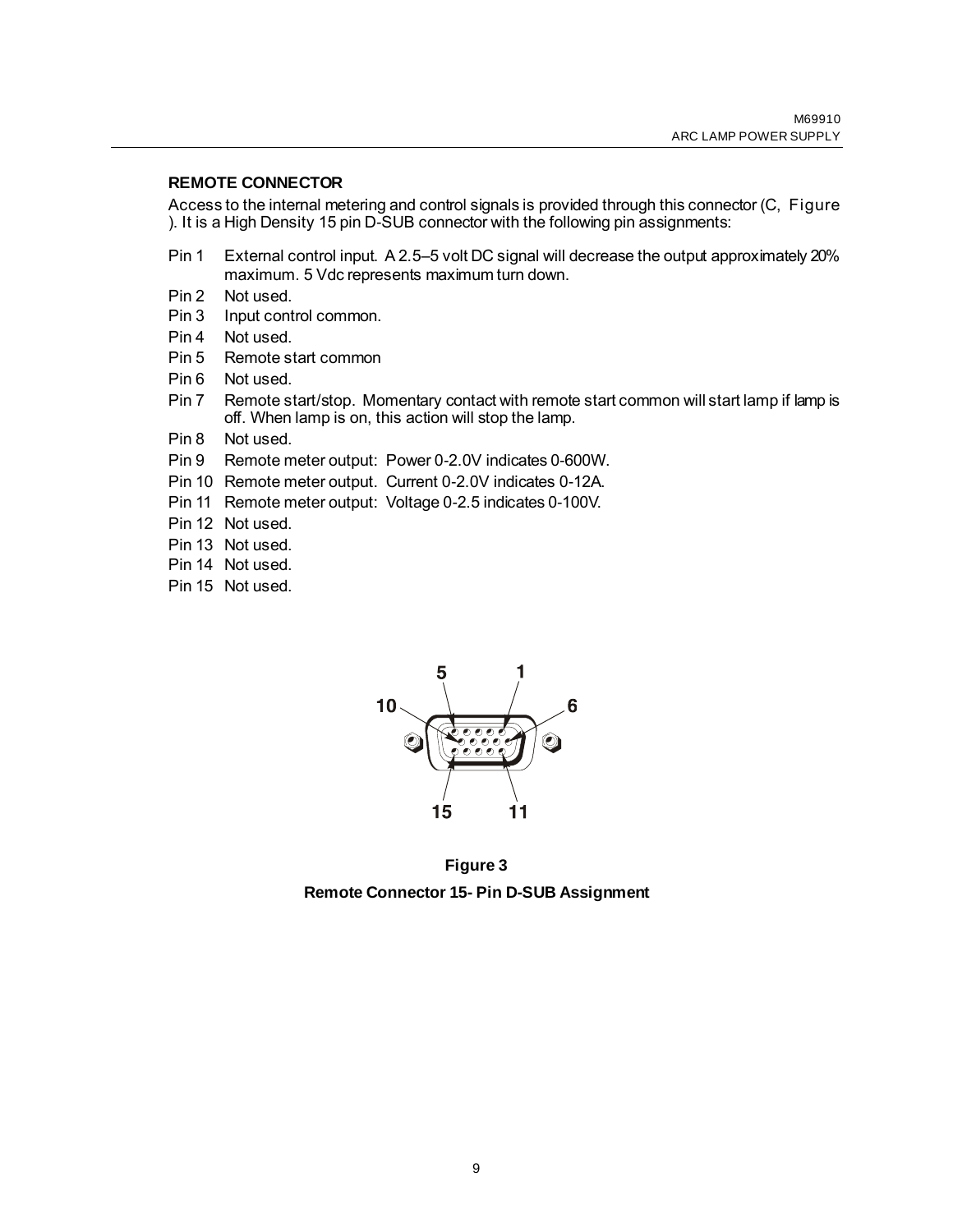## REMOTE CONNECTOR

Access to the internal metering and control signals is provided through this connector (C, Figure ). It is a High Density 15 pin D-SUB connector with the following pin assignments:

- Pin 1 External control input. A 2.5–5 volt DC signal will decrease the output approximately 20% maximum. 5 Vdc represents maximum turn down.
- Pin 2 Not used.
- Pin 3 Input control common.
- Pin 4 Not used.
- Pin 5 Remote start common
- Pin 6 Not used.
- Pin 7 Remote start/stop. Momentary contact with remote start common will start lamp if lamp is off. When lamp is on, this action will stop the lamp.
- Pin 8 Not used.
- Pin 9 Remote meter output: Power 0-2.0V indicates 0-600W.
- Pin 10 Remote meter output. Current 0-2.0V indicates 0-12A.
- Pin 11 Remote meter output: Voltage 0-2.5 indicates 0-100V.
- Pin 12 Not used.
- Pin 13 Not used.
- Pin 14 Not used.
- Pin 15 Not used.

**Figure 3**

**Remote Connector 15- Pin D-SUB Assignment**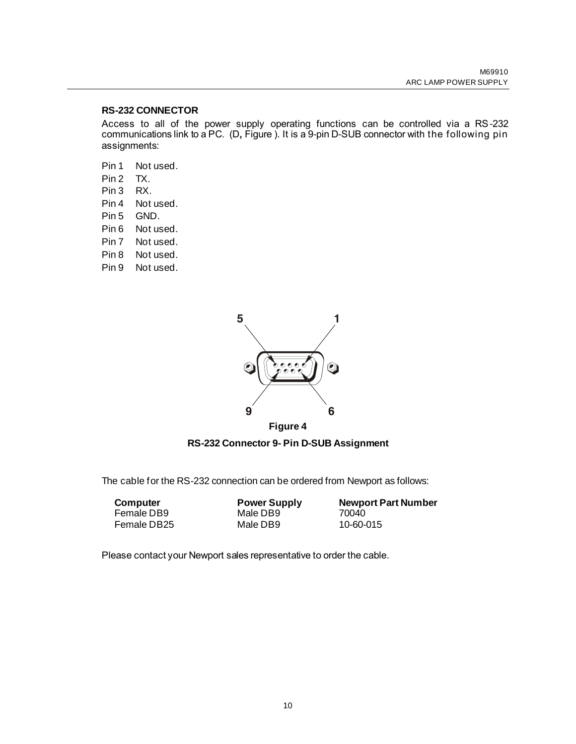### RS-232 CONNECTOR

Access to all of the power supply operating functions can be controlled via a RS-232 communications link to a PC. (D, Figure ). It is a 9-pin D-SUB connector with the following pin assignments:

- Pin 1 Not used.
- Pin 2 TX.
- Pin 3 RX.
- Pin 4 Not used.
- Pin 5 GND.
- Pin 6 Not used.
- Pin 7 Not used.
- Pin 8 Not used.
- Pin 9 Not used.

**Figure 4**

**RS-232 Connector 9- Pin D-SUB Assignment**

The cable for the RS-232 connection can be ordered from Newport as follows:

| Computer | Power Supply | Newport Part Number |
| --- | --- | --- |
| Female DB9 | Male DB9 | 70040 |
| Female DB25 | Male DB9 | 10-60-015 |

Please contact your Newport sales representative to order the cable.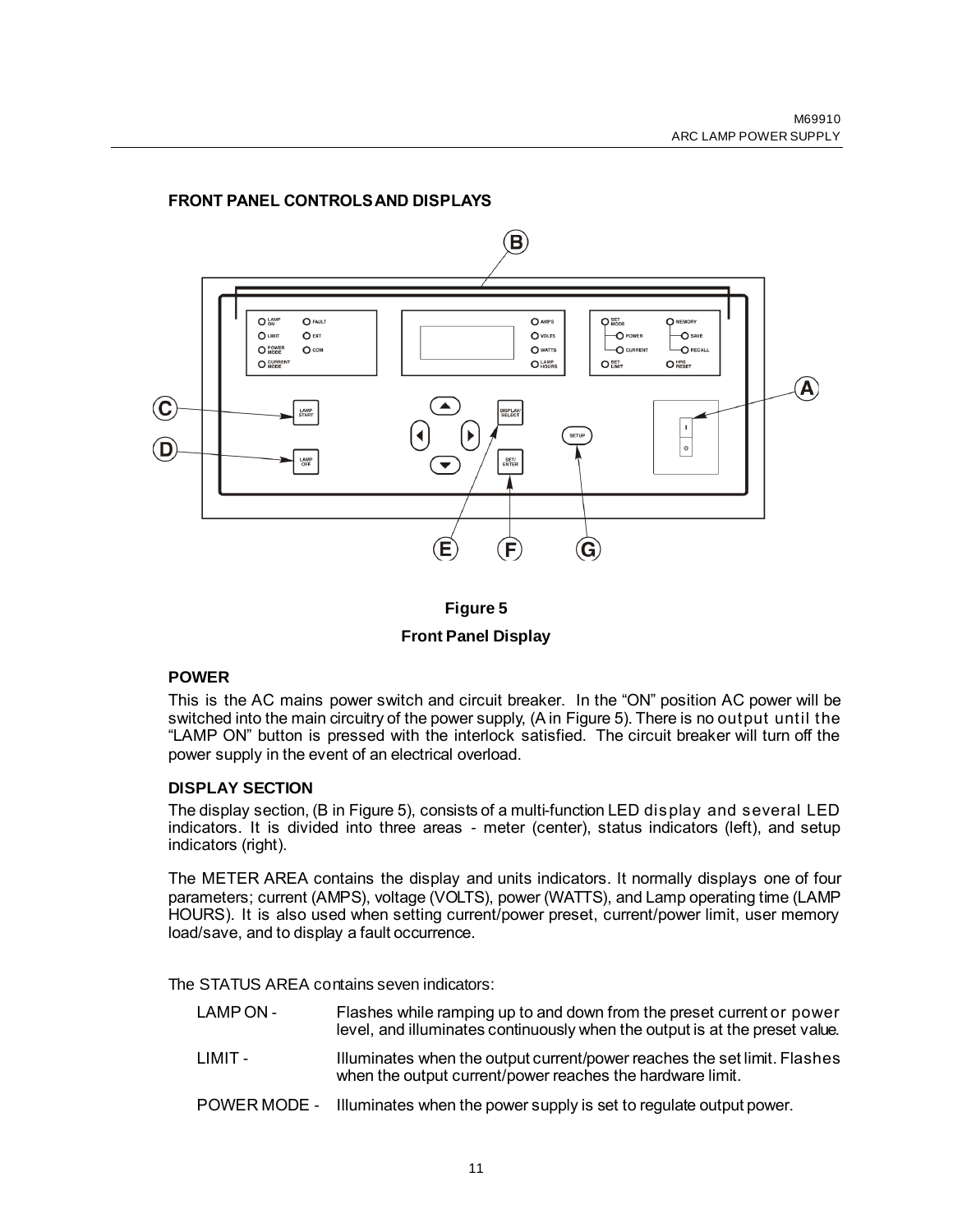## FRONT PANEL CONTROLS AND DISPLAYS

**Figure 5**

**Front Panel Display**

### POWER

This is the AC mains power switch and circuit breaker. In the "ON" position AC power will be switched into the main circuitry of the power supply, (A in Figure 5). There is no output until the "LAMP ON" button is pressed with the interlock satisfied. The circuit breaker will turn off the power supply in the event of an electrical overload.

### DISPLAY SECTION

The display section, (B in Figure 5), consists of a multi-function LED display and several LED indicators. It is divided into three areas - meter (center), status indicators (left), and setup indicators (right).

The METER AREA contains the display and units indicators. It normally displays one of four parameters; current (AMPS), voltage (VOLTS), power (WATTS), and Lamp operating time (LAMP HOURS). It is also used when setting current/power preset, current/power limit, user memory load/save, and to display a fault occurrence.

The STATUS AREA contains seven indicators:

- LAMP ON - Flashes while ramping up to and down from the preset current or power level, and illuminates continuously when the output is at the preset value.
- LIMIT - Illuminates when the output current/power reaches the set limit. Flashes when the output current/power reaches the hardware limit.
- POWER MODE - Illuminates when the power supply is set to regulate output power.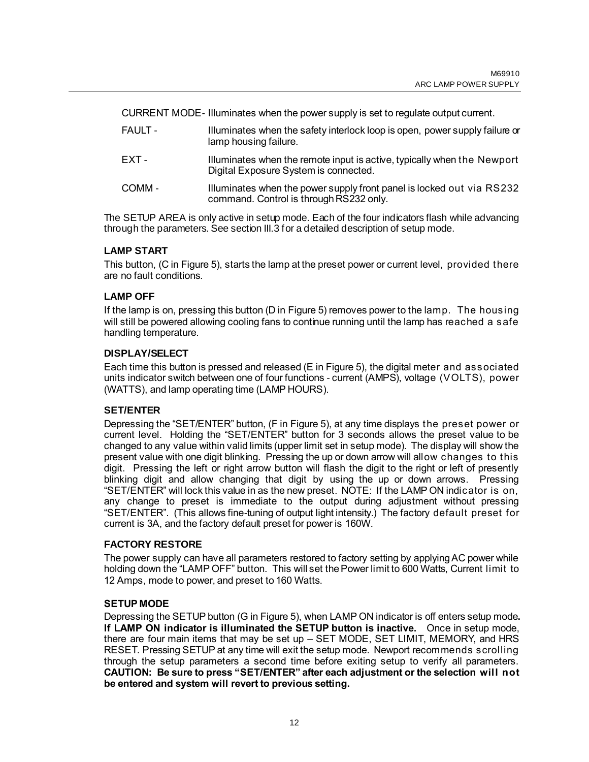CURRENT MODE- Illuminates when the power supply is set to regulate output current.

FAULT - Illuminates when the safety interlock loop is open, power supply failure or lamp housing failure.

EXT - Illuminates when the remote input is active, typically when the Newport Digital Exposure System is connected.

COMM - Illuminates when the power supply front panel is locked out via RS232 command. Control is through RS232 only.

The SETUP AREA is only active in setup mode. Each of the four indicators flash while advancing through the parameters. See section III.3 for a detailed description of setup mode.

### LAMP START

This button, (C in Figure 5), starts the lamp at the preset power or current level, provided there are no fault conditions.

### LAMP OFF

If the lamp is on, pressing this button (D in Figure 5) removes power to the lamp. The housing will still be powered allowing cooling fans to continue running until the lamp has reached a safe handling temperature.

### DISPLAY/SELECT

Each time this button is pressed and released (E in Figure 5), the digital meter and associated units indicator switch between one of four functions - current (AMPS), voltage (VOLTS), power (WATTS), and lamp operating time (LAMP HOURS).

### SET/ENTER

Depressing the "SET/ENTER" button, (F in Figure 5), at any time displays the preset power or current level. Holding the "SET/ENTER" button for 3 seconds allows the preset value to be changed to any value within valid limits (upper limit set in setup mode). The display will show the present value with one digit blinking. Pressing the up or down arrow will allow changes to this digit. Pressing the left or right arrow button will flash the digit to the right or left of presently blinking digit and allow changing that digit by using the up or down arrows. Pressing "SET/ENTER" will lock this value in as the new preset. NOTE: If the LAMP ON indicator is on, any change to preset is immediate to the output during adjustment without pressing "SET/ENTER". (This allows fine-tuning of output light intensity.) The factory default preset for current is 3A, and the factory default preset for power is 160W.

### FACTORY RESTORE

The power supply can have all parameters restored to factory setting by applying AC power while holding down the "LAMP OFF" button. This will set the Power limit to 600 Watts, Current limit to 12 Amps, mode to power, and preset to 160 Watts.

### SETUP MODE

Depressing the SETUP button (G in Figure 5), when LAMP ON indicator is off enters setup mode**. If LAMP ON indicator is illuminated the SETUP button is inactive.** Once in setup mode, there are four main items that may be set up – SET MODE, SET LIMIT, MEMORY, and HRS RESET. Pressing SETUP at any time will exit the setup mode. Newport recommends scrolling through the setup parameters a second time before exiting setup to verify all parameters. **CAUTION: Be sure to press "SET/ENTER" after each adjustment or the selection will not be entered and system will revert to previous setting.**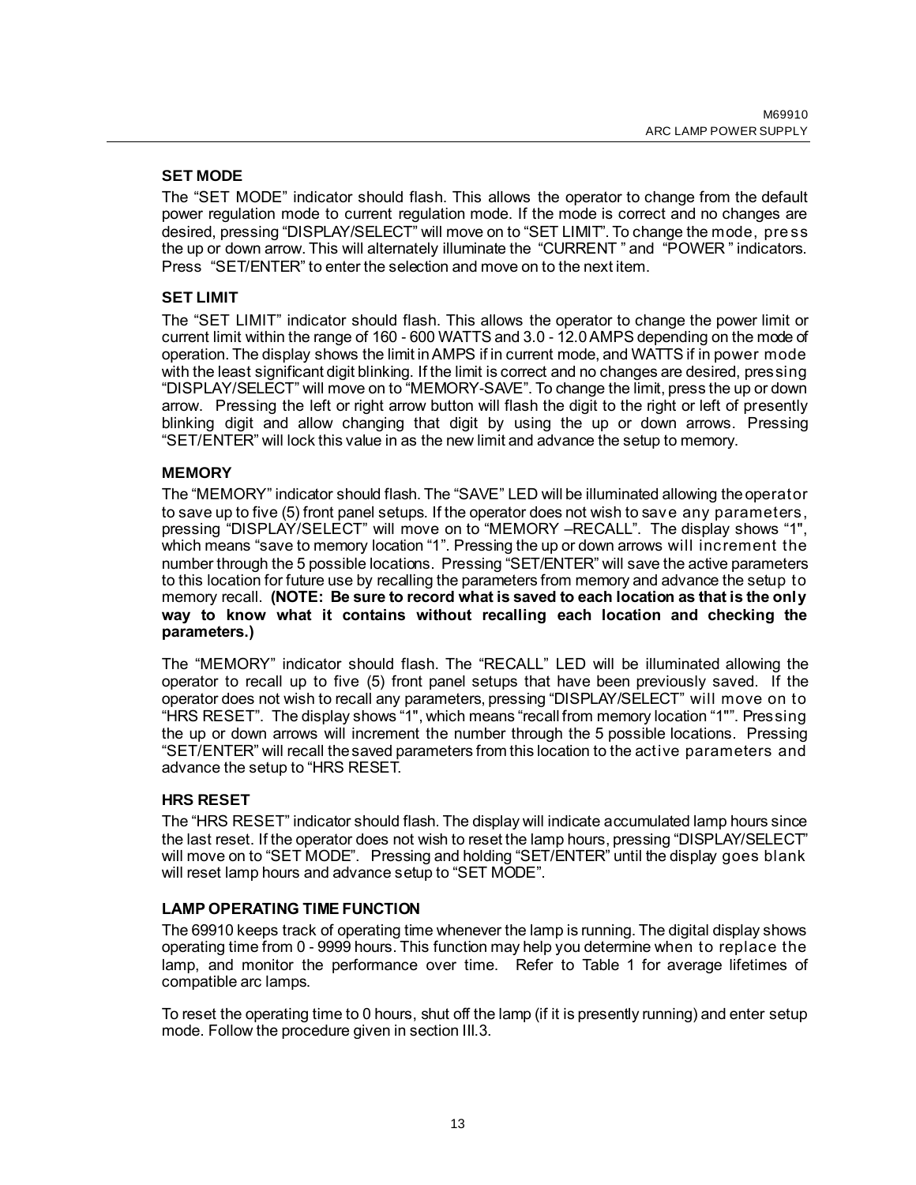### SET MODE

The "SET MODE" indicator should flash. This allows the operator to change from the default power regulation mode to current regulation mode. If the mode is correct and no changes are desired, pressing "DISPLAY/SELECT" will move on to "SET LIMIT". To change the mode, press the up or down arrow. This will alternately illuminate the "CURRENT " and "POWER " indicators. Press "SET/ENTER" to enter the selection and move on to the next item.

### SET LIMIT

The "SET LIMIT" indicator should flash. This allows the operator to change the power limit or current limit within the range of 160 - 600 WATTS and 3.0 - 12.0 AMPS depending on the mode of operation. The display shows the limit in AMPS if in current mode, and WATTS if in power mode with the least significant digit blinking. If the limit is correct and no changes are desired, pressing "DISPLAY/SELECT" will move on to "MEMORY-SAVE". To change the limit, press the up or down arrow. Pressing the left or right arrow button will flash the digit to the right or left of presently blinking digit and allow changing that digit by using the up or down arrows. Pressing "SET/ENTER" will lock this value in as the new limit and advance the setup to memory.

### MEMORY

The "MEMORY" indicator should flash. The "SAVE" LED will be illuminated allowing the operator to save up to five (5) front panel setups. If the operator does not wish to save any parameters, pressing "DISPLAY/SELECT" will move on to "MEMORY –RECALL". The display shows "1", which means "save to memory location "1". Pressing the up or down arrows will increment the number through the 5 possible locations. Pressing "SET/ENTER" will save the active parameters to this location for future use by recalling the parameters from memory and advance the setup to memory recall. **(NOTE: Be sure to record what is saved to each location as that is the only way to know what it contains without recalling each location and checking the parameters.)**

The "MEMORY" indicator should flash. The "RECALL" LED will be illuminated allowing the operator to recall up to five (5) front panel setups that have been previously saved. If the operator does not wish to recall any parameters, pressing "DISPLAY/SELECT" will move on to "HRS RESET". The display shows "1", which means "recall from memory location "1"". Pressing the up or down arrows will increment the number through the 5 possible locations. Pressing "SET/ENTER" will recall the saved parameters from this location to the active parameters and advance the setup to "HRS RESET.

### HRS RESET

The "HRS RESET" indicator should flash. The display will indicate accumulated lamp hours since the last reset. If the operator does not wish to reset the lamp hours, pressing "DISPLAY/SELECT" will move on to "SET MODE". Pressing and holding "SET/ENTER" until the display goes blank will reset lamp hours and advance setup to "SET MODE".

### LAMP OPERATING TIME FUNCTION

The 69910 keeps track of operating time whenever the lamp is running. The digital display shows operating time from 0 - 9999 hours. This function may help you determine when to replace the lamp, and monitor the performance over time. Refer to Table 1 for average lifetimes of compatible arc lamps.

To reset the operating time to 0 hours, shut off the lamp (if it is presently running) and enter setup mode. Follow the procedure given in section III.3.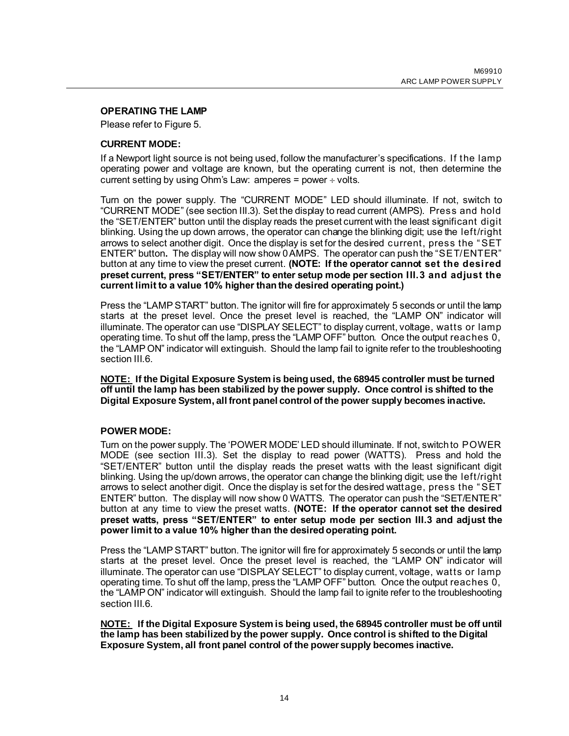## OPERATING THE LAMP

Please refer to Figure 5.

### CURRENT MODE:

If a Newport light source is not being used, follow the manufacturer's specifications. If the lamp operating power and voltage are known, but the operating current is not, then determine the current setting by using Ohm's Law: amperes = power ÷ volts.

Turn on the power supply. The "CURRENT MODE" LED should illuminate. If not, switch to "CURRENT MODE" (see section III.3). Set the display to read current (AMPS). Press and hold the "SET/ENTER" button until the display reads the preset current with the least significant digit blinking. Using the up down arrows, the operator can change the blinking digit; use the left/right arrows to select another digit. Once the display is set for the desired current, press the "SET ENTER" button**.** The display will now show 0 AMPS. The operator can push the "SET/ENTER" button at any time to view the preset current. **(NOTE: If the operator cannot set the desired preset current, press "SET/ENTER" to enter setup mode per section III.3 and adjust the current limit to a value 10% higher than the desired operating point.)**

Press the "LAMP START" button. The ignitor will fire for approximately 5 seconds or until the lamp starts at the preset level. Once the preset level is reached, the "LAMP ON" indicator will illuminate. The operator can use "DISPLAY SELECT" to display current, voltage, watts or lamp operating time. To shut off the lamp, press the "LAMP OFF" button. Once the output reaches 0, the "LAMP ON" indicator will extinguish. Should the lamp fail to ignite refer to the troubleshooting section III.6.

**<u>NOTE:</u> If the Digital Exposure System is being used, the 68945 controller must be turned off until the lamp has been stabilized by the power supply. Once control is shifted to the Digital Exposure System, all front panel control of the power supply becomes inactive.**

### POWER MODE:

Turn on the power supply. The 'POWER MODE' LED should illuminate. If not, switch to POWER MODE (see section III.3). Set the display to read power (WATTS). Press and hold the "SET/ENTER" button until the display reads the preset watts with the least significant digit blinking. Using the up/down arrows, the operator can change the blinking digit; use the left/right arrows to select another digit. Once the display is set for the desired wattage, press the "SET ENTER" button. The display will now show 0 WATTS. The operator can push the "SET/ENTER" button at any time to view the preset watts. **(NOTE: If the operator cannot set the desired preset watts, press "SET/ENTER" to enter setup mode per section III.3 and adjust the power limit to a value 10% higher than the desired operating point.**

Press the "LAMP START" button. The ignitor will fire for approximately 5 seconds or until the lamp starts at the preset level. Once the preset level is reached, the "LAMP ON" indicator will illuminate. The operator can use "DISPLAY SELECT" to display current, voltage, watts or lamp operating time. To shut off the lamp, press the "LAMP OFF" button. Once the output reaches 0, the "LAMP ON" indicator will extinguish. Should the lamp fail to ignite refer to the troubleshooting section III.6.

**<u>NOTE:</u> If the Digital Exposure System is being used, the 68945 controller must be off until the lamp has been stabilized by the power supply. Once control is shifted to the Digital Exposure System, all front panel control of the power supply becomes inactive.**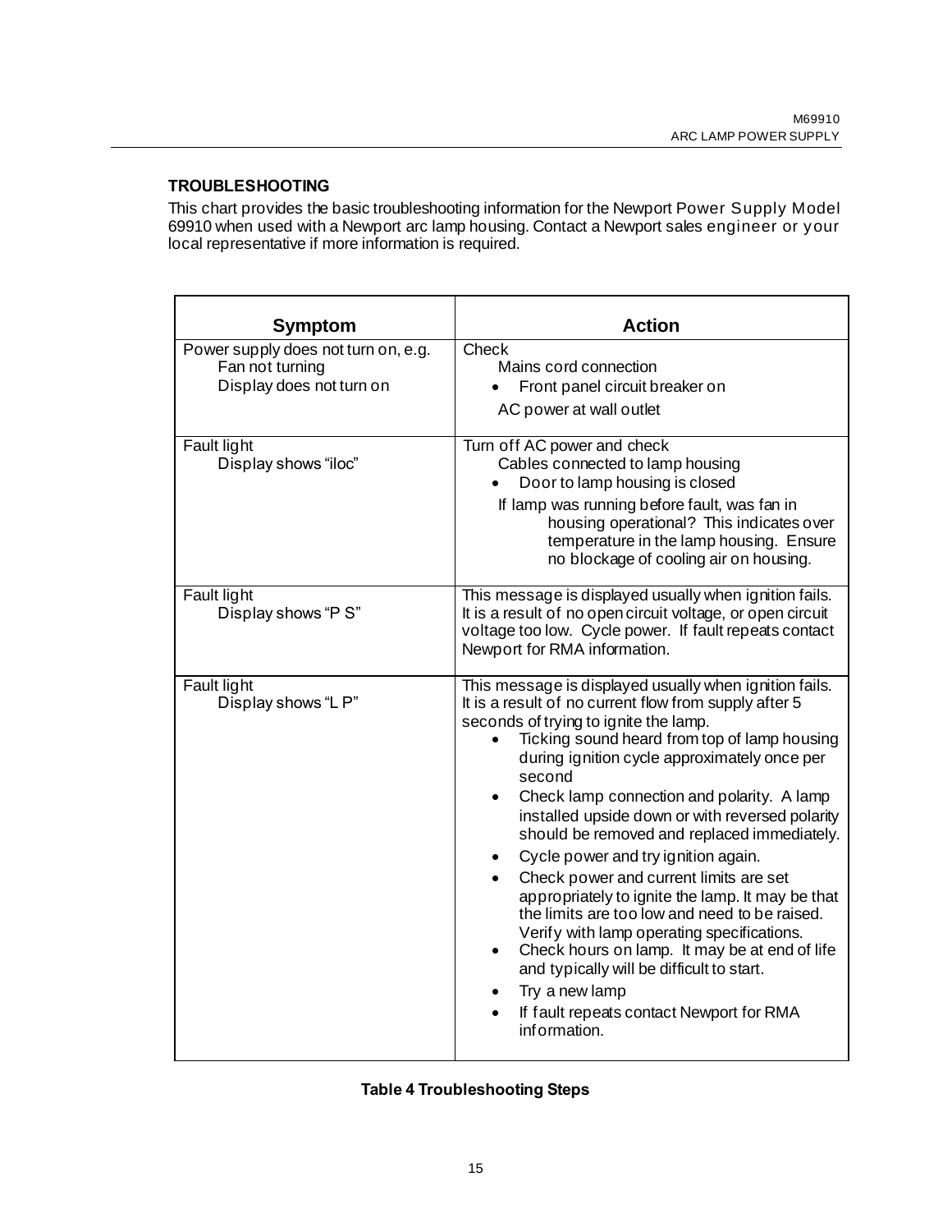## TROUBLESHOOTING

This chart provides the basic troubleshooting information for the Newport Power Supply Model 69910 when used with a Newport arc lamp housing. Contact a Newport sales engineer or your local representative if more information is required.

| Symptom | Action |
|---|---|
| Power supply does not turn on, e.g.<br>Fan not turning<br>Display does not turn on | Check<br>Mains cord connection<br>• Front panel circuit breaker on<br>AC power at wall outlet |
| Fault light<br>Display shows "iloc" | Turn off AC power and check<br>Cables connected to lamp housing<br>• Door to lamp housing is closed<br>If lamp was running before fault, was fan in housing operational? This indicates over temperature in the lamp housing. Ensure no blockage of cooling air on housing. |
| Fault light<br>Display shows "P S" | This message is displayed usually when ignition fails. It is a result of no open circuit voltage, or open circuit voltage too low. Cycle power. If fault repeats contact Newport for RMA information. |
| Fault light<br>Display shows "L P" | This message is displayed usually when ignition fails. It is a result of no current flow from supply after 5 seconds of trying to ignite the lamp.<br>• Ticking sound heard from top of lamp housing during ignition cycle approximately once per second<br>• Check lamp connection and polarity. A lamp installed upside down or with reversed polarity should be removed and replaced immediately.<br>• Cycle power and try ignition again.<br>• Check power and current limits are set appropriately to ignite the lamp. It may be that the limits are too low and need to be raised. Verify with lamp operating specifications.<br>• Check hours on lamp. It may be at end of life and typically will be difficult to start.<br>• Try a new lamp<br>• If fault repeats contact Newport for RMA information. |

**Table 4 Troubleshooting Steps**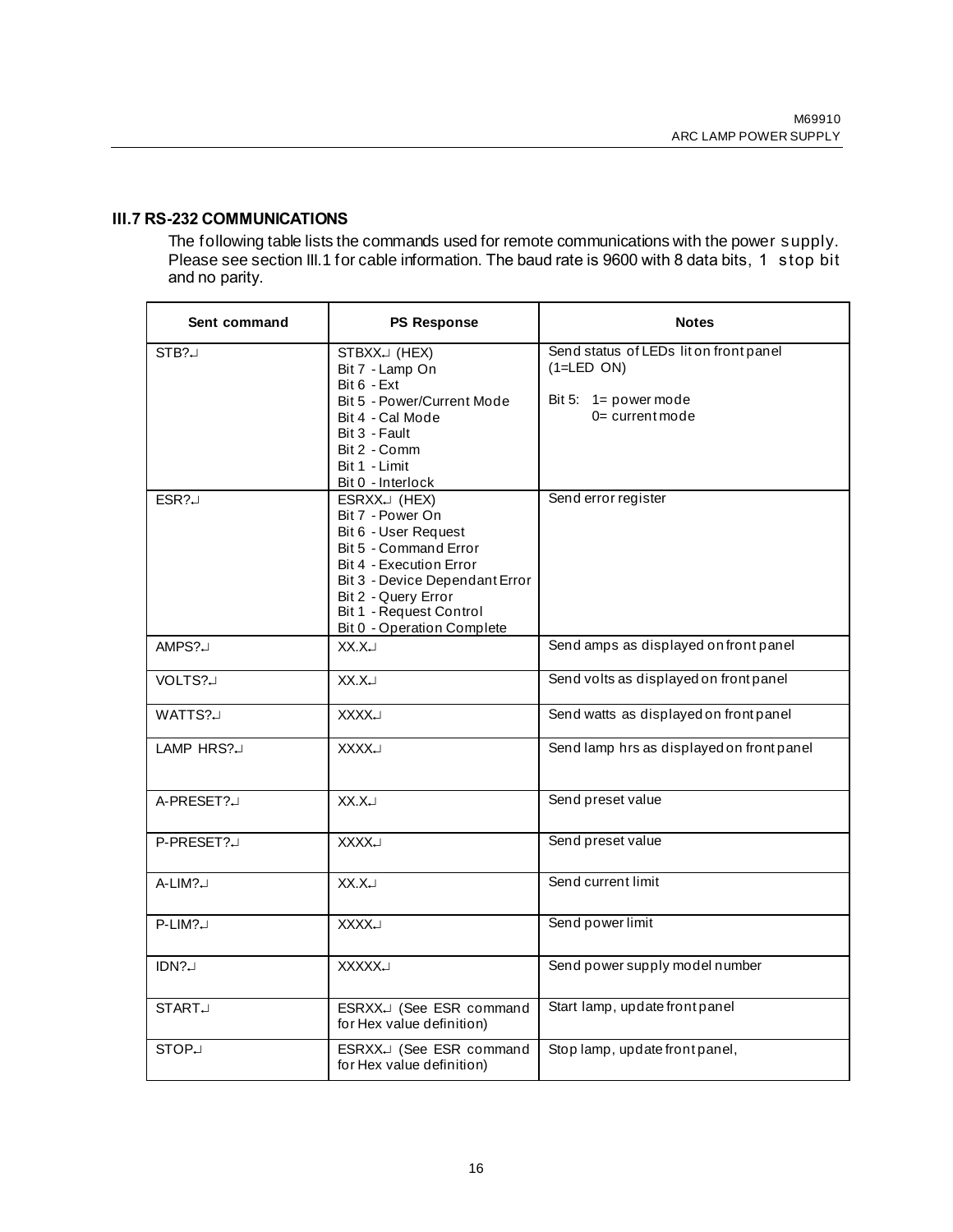## III.7 RS-232 COMMUNICATIONS

The following table lists the commands used for remote communications with the power supply. Please see section III.1 for cable information. The baud rate is 9600 with 8 data bits, 1 stop bit and no parity.

| Sent command | PS Response | Notes |
|---|---|---|
| STB?↵ | STBXX↵ (HEX)<br>Bit 7 - Lamp On<br>Bit 6 - Ext<br>Bit 5 - Power/Current Mode<br>Bit 4 - Cal Mode<br>Bit 3 - Fault<br>Bit 2 - Comm<br>Bit 1 - Limit<br>Bit 0 - Interlock | Send status of LEDs lit on front panel (1=LED ON)<br><br>Bit 5: 1= power mode<br>0= current mode |
| ESR?↵ | ESRXX↵ (HEX)<br>Bit 7 - Power On<br>Bit 6 - User Request<br>Bit 5 - Command Error<br>Bit 4 - Execution Error<br>Bit 3 - Device Dependant Error<br>Bit 2 - Query Error<br>Bit 1 - Request Control<br>Bit 0 - Operation Complete | Send error register |
| AMPS?↵ | XX.X↵ | Send amps as displayed on front panel |
| VOLTS?↵ | XX.X↵ | Send volts as displayed on front panel |
| WATTS?↵ | XXXX↵ | Send watts as displayed on front panel |
| LAMP HRS?↵ | XXXX↵ | Send lamp hrs as displayed on front panel |
| A-PRESET?↵ | XX.X↵ | Send preset value |
| P-PRESET?↵ | XXXX↵ | Send preset value |
| A-LIM?↵ | XX.X↵ | Send current limit |
| P-LIM?↵ | XXXX↵ | Send power limit |
| IDN?↵ | XXXXX↵ | Send power supply model number |
| START↵ | ESRXX↵ (See ESR command for Hex value definition) | Start lamp, update front panel |
| STOP↵ | ESRXX↵ (See ESR command for Hex value definition) | Stop lamp, update front panel, |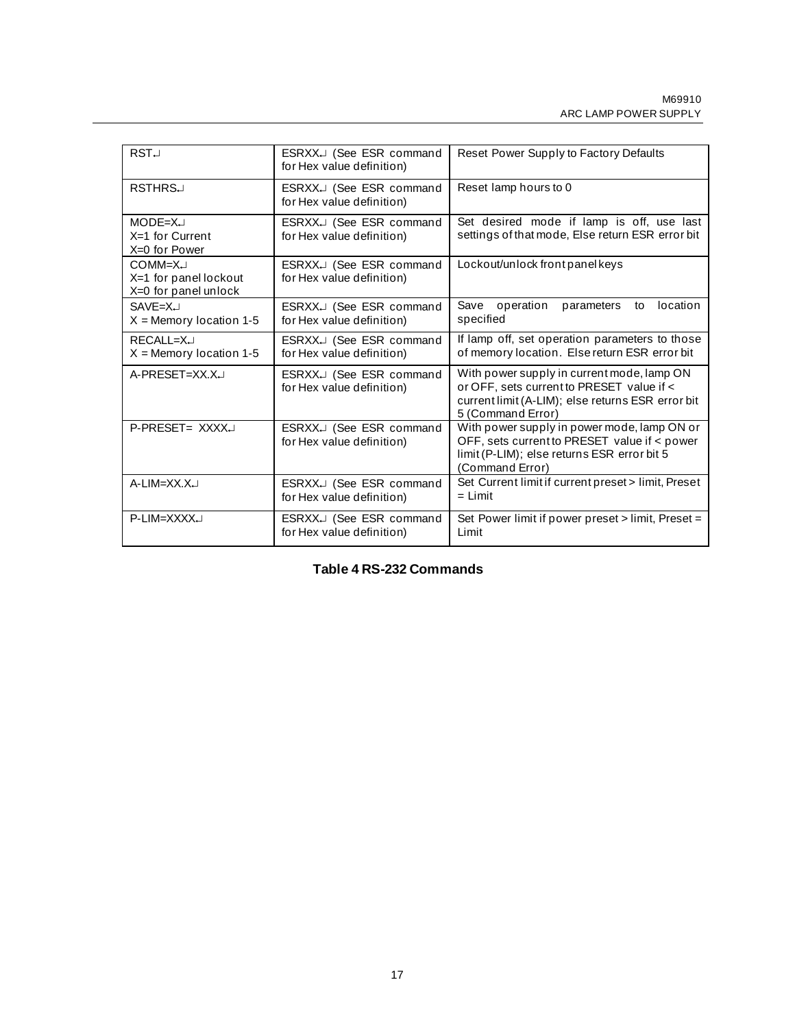| RST↵ | ESRXX↵ (See ESR command for Hex value definition) | Reset Power Supply to Factory Defaults |
|---|---|---|
| RSTHRS↵ | ESRXX↵ (See ESR command for Hex value definition) | Reset lamp hours to 0 |
| MODE=X↵<br>X=1 for Current<br>X=0 for Power | ESRXX↵ (See ESR command for Hex value definition) | Set desired mode if lamp is off, use last settings of that mode, Else return ESR error bit |
| COMM=X↵<br>X=1 for panel lockout<br>X=0 for panel unlock | ESRXX↵ (See ESR command for Hex value definition) | Lockout/unlock front panel keys |
| SAVE=X↵<br>X = Memory location 1-5 | ESRXX↵ (See ESR command for Hex value definition) | Save operation parameters to location specified |
| RECALL=X↵<br>X = Memory location 1-5 | ESRXX↵ (See ESR command for Hex value definition) | If lamp off, set operation parameters to those of memory location. Else return ESR error bit |
| A-PRESET=XX.X↵ | ESRXX↵ (See ESR command for Hex value definition) | With power supply in current mode, lamp ON or OFF, sets current to PRESET value if < current limit (A-LIM); else returns ESR error bit 5 (Command Error) |
| P-PRESET= XXXX↵ | ESRXX↵ (See ESR command for Hex value definition) | With power supply in power mode, lamp ON or OFF, sets current to PRESET value if < power limit (P-LIM); else returns ESR error bit 5 (Command Error) |
| A-LIM=XX.X↵ | ESRXX↵ (See ESR command for Hex value definition) | Set Current limit if current preset > limit, Preset = Limit |
| P-LIM=XXXX↵ | ESRXX↵ (See ESR command for Hex value definition) | Set Power limit if power preset > limit, Preset = Limit |

**Table 4 RS-232 Commands**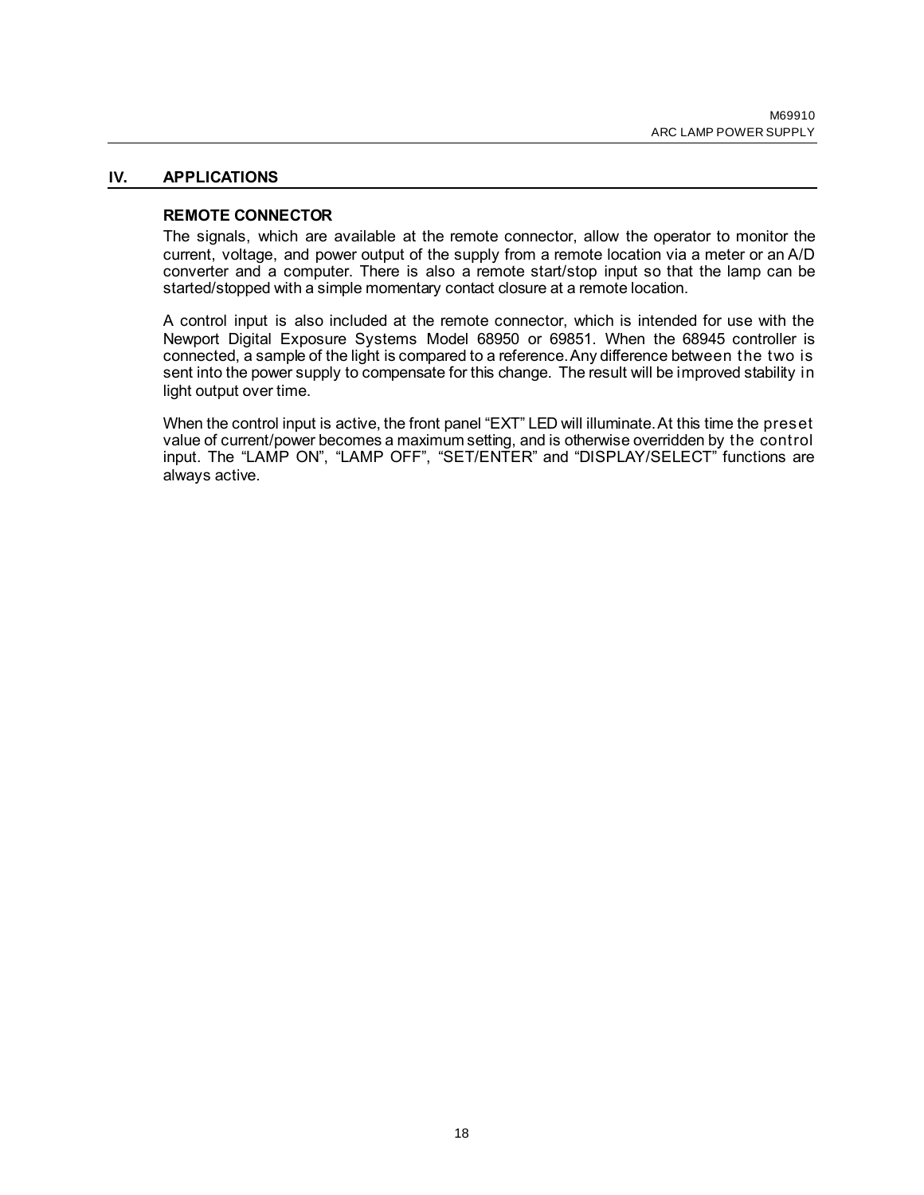## IV. APPLICATIONS

### REMOTE CONNECTOR

The signals, which are available at the remote connector, allow the operator to monitor the current, voltage, and power output of the supply from a remote location via a meter or an A/D converter and a computer. There is also a remote start/stop input so that the lamp can be started/stopped with a simple momentary contact closure at a remote location.

A control input is also included at the remote connector, which is intended for use with the Newport Digital Exposure Systems Model 68950 or 69851. When the 68945 controller is connected, a sample of the light is compared to a reference. Any difference between the two is sent into the power supply to compensate for this change. The result will be improved stability in light output over time.

When the control input is active, the front panel "EXT" LED will illuminate. At this time the preset value of current/power becomes a maximum setting, and is otherwise overridden by the control input. The "LAMP ON", "LAMP OFF", "SET/ENTER" and "DISPLAY/SELECT" functions are always active.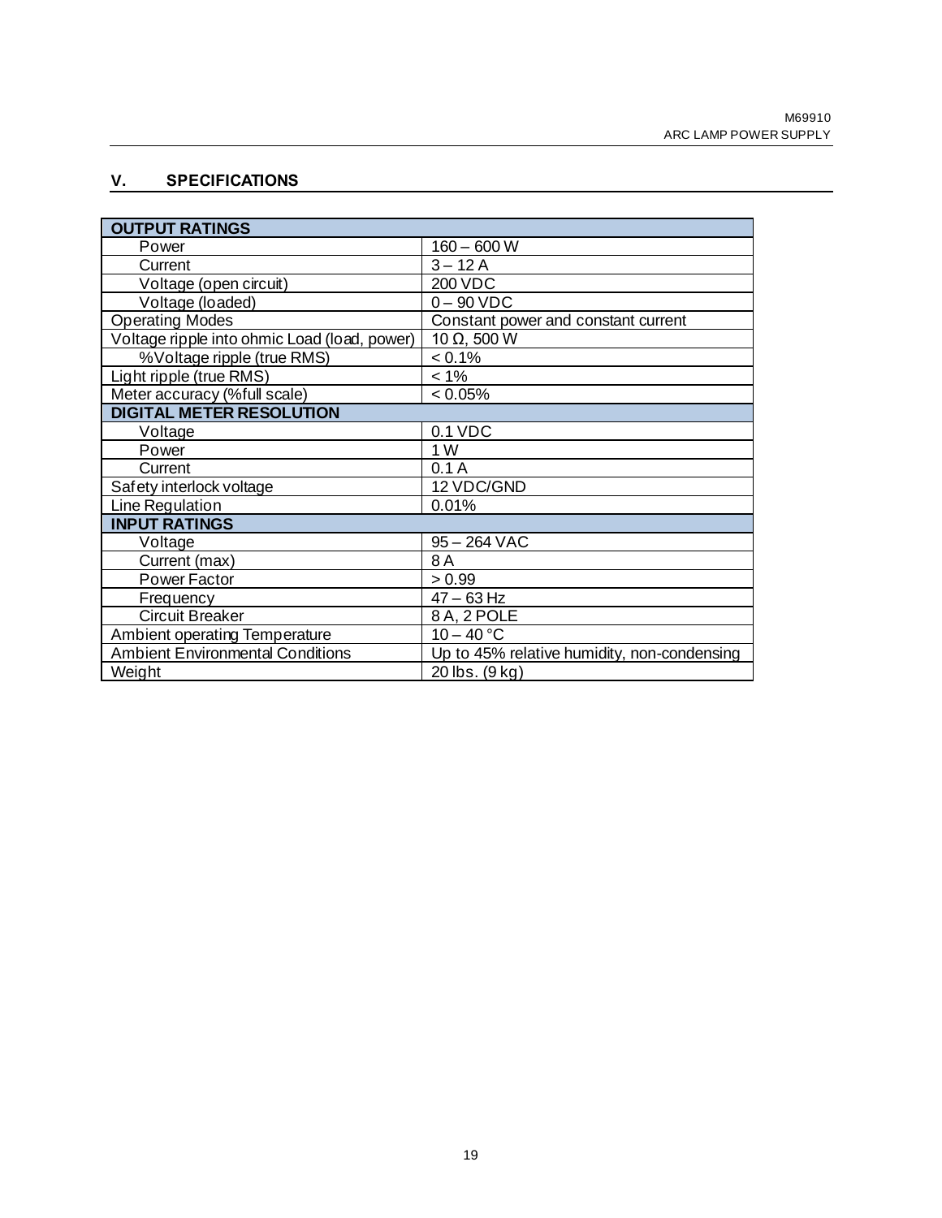## V. SPECIFICATIONS

| OUTPUT RATINGS | |
|---|---|
| Power | 160 – 600 W |
| Current | 3 – 12 A |
| Voltage (open circuit) | 200 VDC |
| Voltage (loaded) | 0 – 90 VDC |
| Operating Modes | Constant power and constant current |
| Voltage ripple into ohmic Load (load, power) | 10 Ω, 500 W |
| %Voltage ripple (true RMS) | < 0.1% |
| Light ripple (true RMS) | < 1% |
| Meter accuracy (%full scale) | < 0.05% |
| **DIGITAL METER RESOLUTION** | |
| Voltage | 0.1 VDC |
| Power | 1 W |
| Current | 0.1 A |
| Safety interlock voltage | 12 VDC/GND |
| Line Regulation | 0.01% |
| **INPUT RATINGS** | |
| Voltage | 95 – 264 VAC |
| Current (max) | 8 A |
| Power Factor | > 0.99 |
| Frequency | 47 – 63 Hz |
| Circuit Breaker | 8 A, 2 POLE |
| Ambient operating Temperature | 10 – 40 °C |
| Ambient Environmental Conditions | Up to 45% relative humidity, non-condensing |
| Weight | 20 lbs. (9 kg) |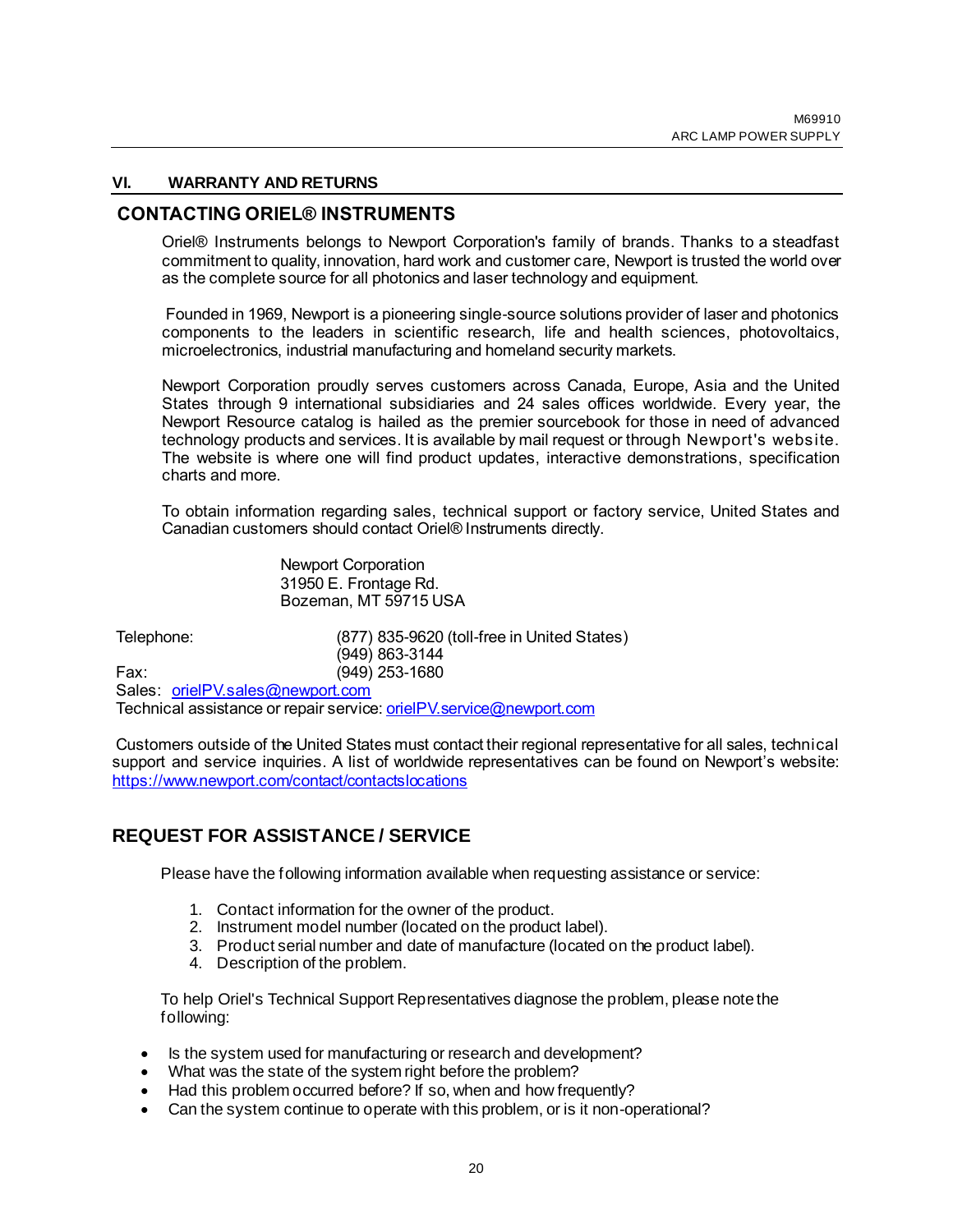## VI. WARRANTY AND RETURNS

### CONTACTING ORIEL® INSTRUMENTS

Oriel® Instruments belongs to Newport Corporation's family of brands. Thanks to a steadfast commitment to quality, innovation, hard work and customer care, Newport is trusted the world over as the complete source for all photonics and laser technology and equipment.

Founded in 1969, Newport is a pioneering single-source solutions provider of laser and photonics components to the leaders in scientific research, life and health sciences, photovoltaics, microelectronics, industrial manufacturing and homeland security markets.

Newport Corporation proudly serves customers across Canada, Europe, Asia and the United States through 9 international subsidiaries and 24 sales offices worldwide. Every year, the Newport Resource catalog is hailed as the premier sourcebook for those in need of advanced technology products and services. It is available by mail request or through Newport's website. The website is where one will find product updates, interactive demonstrations, specification charts and more.

To obtain information regarding sales, technical support or factory service, United States and Canadian customers should contact Oriel® Instruments directly.

Newport Corporation
31950 E. Frontage Rd.
Bozeman, MT 59715 USA

Telephone: (877) 835-9620 (toll-free in United States)
(949) 863-3144
Fax: (949) 253-1680
Sales: orielPV.sales@newport.com
Technical assistance or repair service: orielPV.service@newport.com

Customers outside of the United States must contact their regional representative for all sales, technical support and service inquiries. A list of worldwide representatives can be found on Newport's website: https://www.newport.com/contact/contactslocations

### REQUEST FOR ASSISTANCE / SERVICE

Please have the following information available when requesting assistance or service:

1. Contact information for the owner of the product.
2. Instrument model number (located on the product label).
3. Product serial number and date of manufacture (located on the product label).
4. Description of the problem.

To help Oriel's Technical Support Representatives diagnose the problem, please note the following:

- Is the system used for manufacturing or research and development?
- What was the state of the system right before the problem?
- Had this problem occurred before? If so, when and how frequently?
- Can the system continue to operate with this problem, or is it non-operational?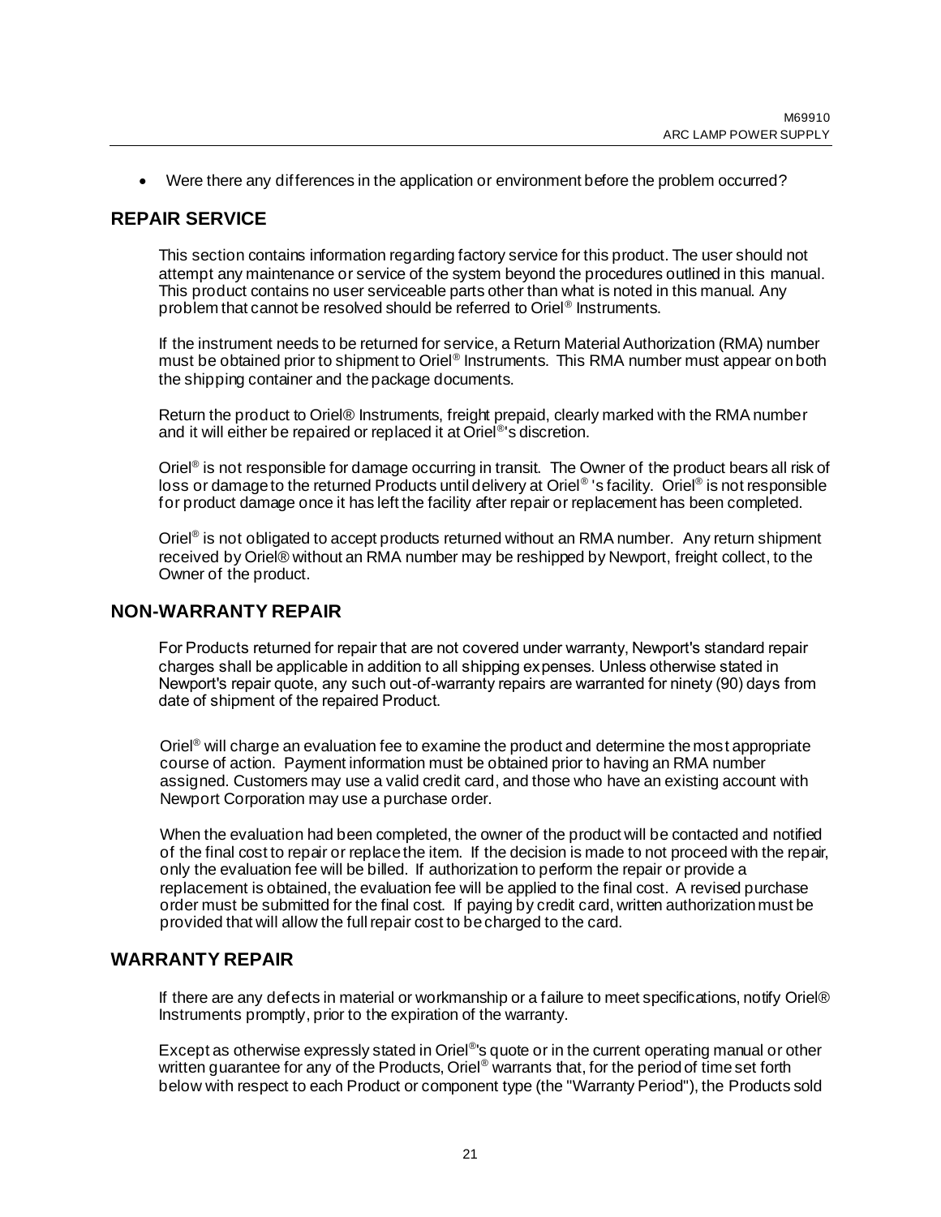- Were there any differences in the application or environment before the problem occurred?

## REPAIR SERVICE

This section contains information regarding factory service for this product. The user should not attempt any maintenance or service of the system beyond the procedures outlined in this manual. This product contains no user serviceable parts other than what is noted in this manual. Any problem that cannot be resolved should be referred to Oriel® Instruments.

If the instrument needs to be returned for service, a Return Material Authorization (RMA) number must be obtained prior to shipment to Oriel® Instruments. This RMA number must appear on both the shipping container and the package documents.

Return the product to Oriel® Instruments, freight prepaid, clearly marked with the RMA number and it will either be repaired or replaced it at Oriel®'s discretion.

Oriel® is not responsible for damage occurring in transit. The Owner of the product bears all risk of loss or damage to the returned Products until delivery at Oriel® 's facility. Oriel® is not responsible for product damage once it has left the facility after repair or replacement has been completed.

Oriel® is not obligated to accept products returned without an RMA number. Any return shipment received by Oriel® without an RMA number may be reshipped by Newport, freight collect, to the Owner of the product.

## NON-WARRANTY REPAIR

For Products returned for repair that are not covered under warranty, Newport's standard repair charges shall be applicable in addition to all shipping expenses. Unless otherwise stated in Newport's repair quote, any such out-of-warranty repairs are warranted for ninety (90) days from date of shipment of the repaired Product.

Oriel® will charge an evaluation fee to examine the product and determine the most appropriate course of action. Payment information must be obtained prior to having an RMA number assigned. Customers may use a valid credit card, and those who have an existing account with Newport Corporation may use a purchase order.

When the evaluation had been completed, the owner of the product will be contacted and notified of the final cost to repair or replace the item. If the decision is made to not proceed with the repair, only the evaluation fee will be billed. If authorization to perform the repair or provide a replacement is obtained, the evaluation fee will be applied to the final cost. A revised purchase order must be submitted for the final cost. If paying by credit card, written authorization must be provided that will allow the full repair cost to be charged to the card.

## WARRANTY REPAIR

If there are any defects in material or workmanship or a failure to meet specifications, notify Oriel® Instruments promptly, prior to the expiration of the warranty.

Except as otherwise expressly stated in Oriel®'s quote or in the current operating manual or other written guarantee for any of the Products, Oriel® warrants that, for the period of time set forth below with respect to each Product or component type (the "Warranty Period"), the Products sold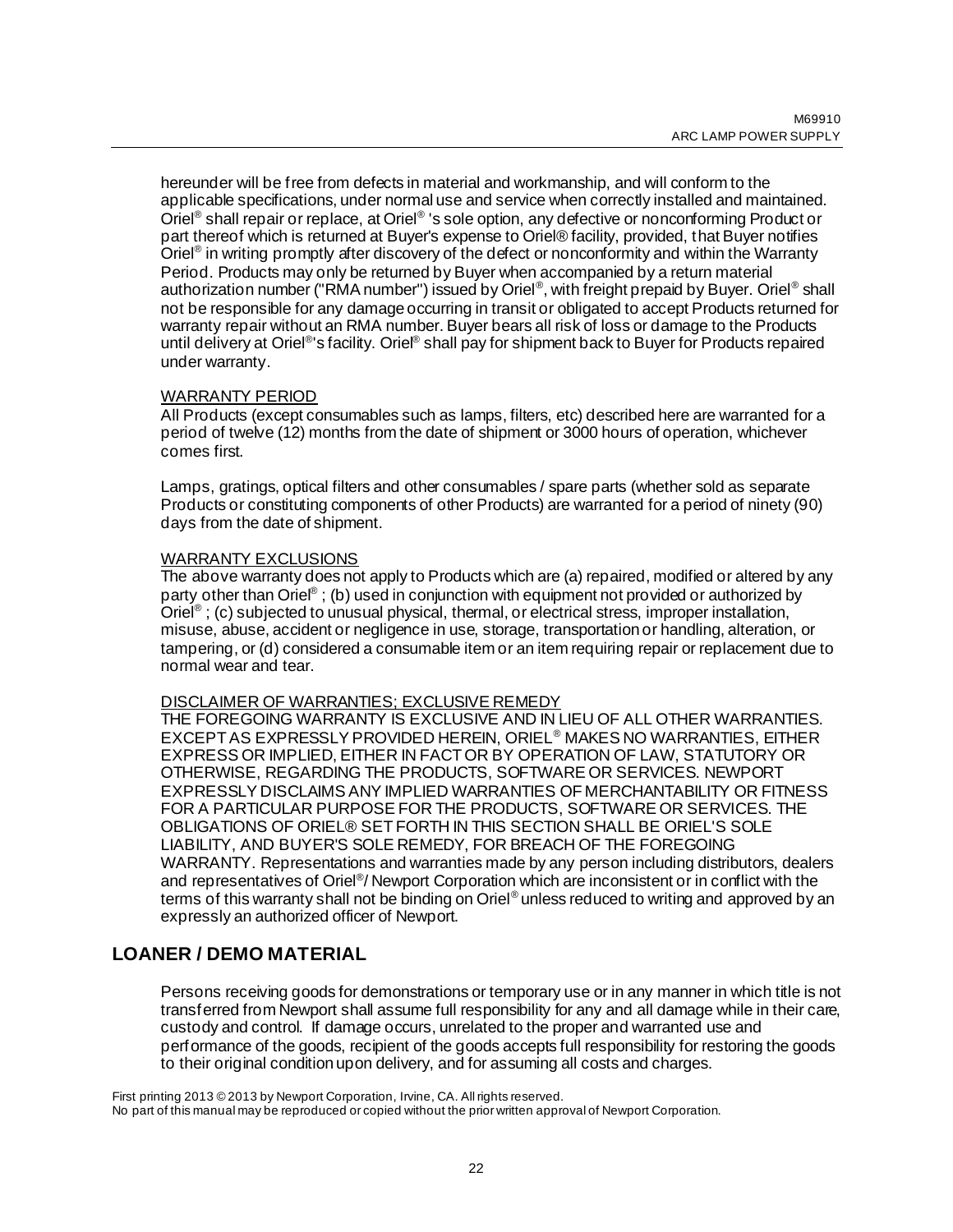hereunder will be free from defects in material and workmanship, and will conform to the applicable specifications, under normal use and service when correctly installed and maintained. Oriel® shall repair or replace, at Oriel® 's sole option, any defective or nonconforming Product or part thereof which is returned at Buyer's expense to Oriel® facility, provided, that Buyer notifies Oriel® in writing promptly after discovery of the defect or nonconformity and within the Warranty Period. Products may only be returned by Buyer when accompanied by a return material authorization number ("RMA number") issued by Oriel®, with freight prepaid by Buyer. Oriel® shall not be responsible for any damage occurring in transit or obligated to accept Products returned for warranty repair without an RMA number. Buyer bears all risk of loss or damage to the Products until delivery at Oriel®'s facility. Oriel® shall pay for shipment back to Buyer for Products repaired under warranty.

WARRANTY PERIOD

All Products (except consumables such as lamps, filters, etc) described here are warranted for a period of twelve (12) months from the date of shipment or 3000 hours of operation, whichever comes first.

Lamps, gratings, optical filters and other consumables / spare parts (whether sold as separate Products or constituting components of other Products) are warranted for a period of ninety (90) days from the date of shipment.

WARRANTY EXCLUSIONS

The above warranty does not apply to Products which are (a) repaired, modified or altered by any party other than Oriel® ; (b) used in conjunction with equipment not provided or authorized by Oriel® ; (c) subjected to unusual physical, thermal, or electrical stress, improper installation, misuse, abuse, accident or negligence in use, storage, transportation or handling, alteration, or tampering, or (d) considered a consumable item or an item requiring repair or replacement due to normal wear and tear.

DISCLAIMER OF WARRANTIES; EXCLUSIVE REMEDY

THE FOREGOING WARRANTY IS EXCLUSIVE AND IN LIEU OF ALL OTHER WARRANTIES. EXCEPT AS EXPRESSLY PROVIDED HEREIN, ORIEL® MAKES NO WARRANTIES, EITHER EXPRESS OR IMPLIED, EITHER IN FACT OR BY OPERATION OF LAW, STATUTORY OR OTHERWISE, REGARDING THE PRODUCTS, SOFTWARE OR SERVICES. NEWPORT EXPRESSLY DISCLAIMS ANY IMPLIED WARRANTIES OF MERCHANTABILITY OR FITNESS FOR A PARTICULAR PURPOSE FOR THE PRODUCTS, SOFTWARE OR SERVICES. THE OBLIGATIONS OF ORIEL® SET FORTH IN THIS SECTION SHALL BE ORIEL'S SOLE LIABILITY, AND BUYER'S SOLE REMEDY, FOR BREACH OF THE FOREGOING WARRANTY. Representations and warranties made by any person including distributors, dealers and representatives of Oriel®/ Newport Corporation which are inconsistent or in conflict with the terms of this warranty shall not be binding on Oriel® unless reduced to writing and approved by an expressly an authorized officer of Newport.

## LOANER / DEMO MATERIAL

Persons receiving goods for demonstrations or temporary use or in any manner in which title is not transferred from Newport shall assume full responsibility for any and all damage while in their care, custody and control. If damage occurs, unrelated to the proper and warranted use and performance of the goods, recipient of the goods accepts full responsibility for restoring the goods to their original condition upon delivery, and for assuming all costs and charges.

First printing 2013 © 2013 by Newport Corporation, Irvine, CA. All rights reserved.
No part of this manual may be reproduced or copied without the prior written approval of Newport Corporation.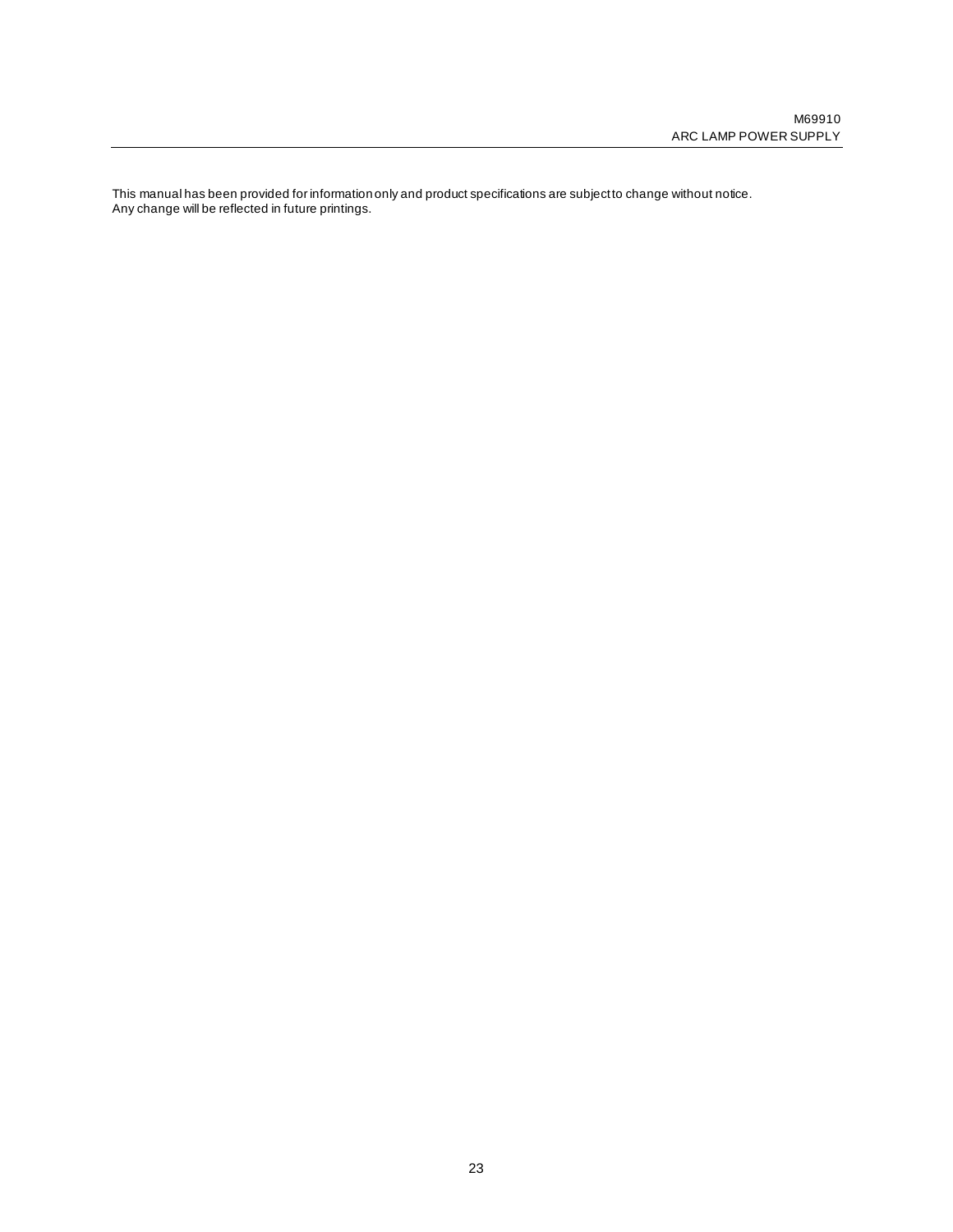This manual has been provided for information only and product specifications are subject to change without notice.
Any change will be reflected in future printings.